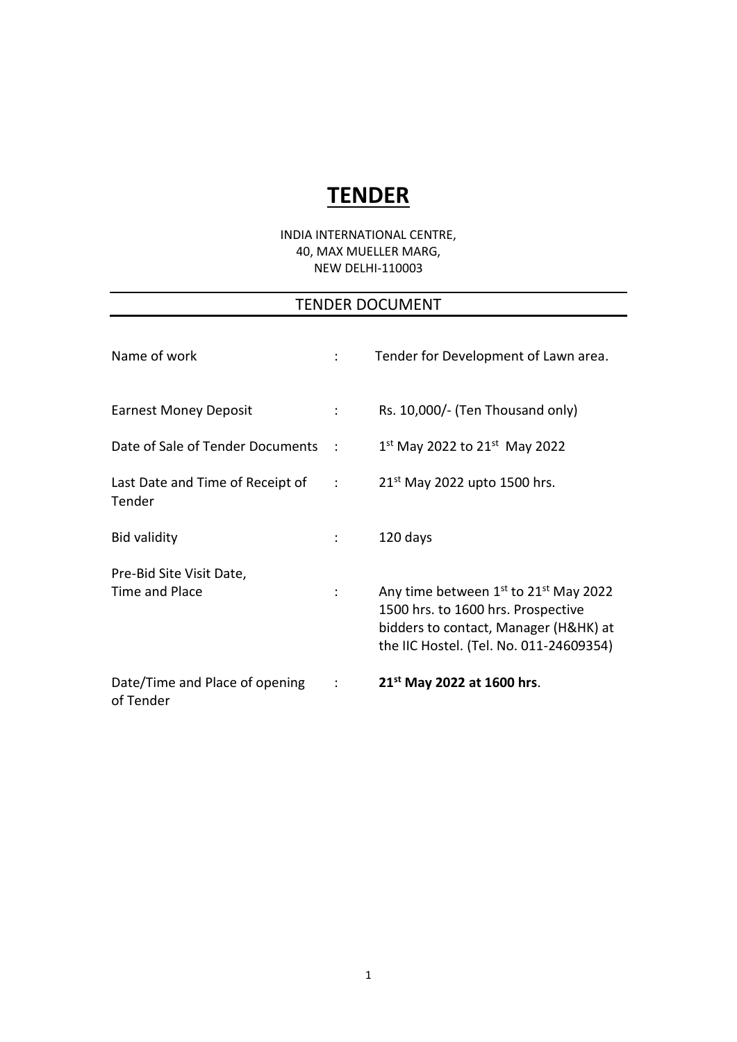# TENDER

INDIA INTERNATIONAL CENTRE,
40, MAX MUELLER MARG,
NEW DELHI-110003

## TENDER DOCUMENT

| | | |
|---|---|---|
| Name of work | : | Tender for Development of Lawn area. |
| Earnest Money Deposit | : | Rs. 10,000/- (Ten Thousand only) |
| Date of Sale of Tender Documents | : | 1st May 2022 to 21st May 2022 |
| Last Date and Time of Receipt of Tender | : | 21st May 2022 upto 1500 hrs. |
| Bid validity | : | 120 days |
| Pre-Bid Site Visit Date, Time and Place | : | Any time between 1st to 21st May 2022 1500 hrs. to 1600 hrs. Prospective bidders to contact, Manager (H&HK) at the IIC Hostel. (Tel. No. 011-24609354) |
| Date/Time and Place of opening of Tender | : | **21st May 2022 at 1600 hrs**. |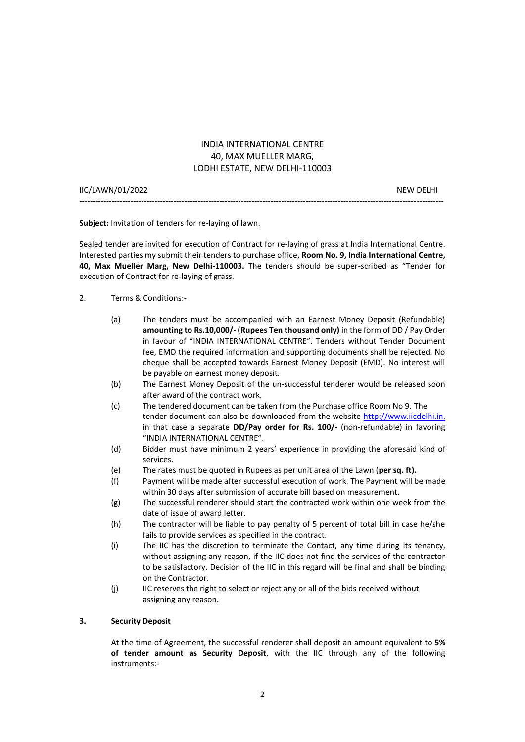INDIA INTERNATIONAL CENTRE
40, MAX MUELLER MARG,
LODHI ESTATE, NEW DELHI-110003

IIC/LAWN/01/2022 NEW DELHI

---

**Subject:** Invitation of tenders for re-laying of lawn.

Sealed tender are invited for execution of Contract for re-laying of grass at India International Centre. Interested parties my submit their tenders to purchase office, **Room No. 9, India International Centre, 40, Max Mueller Marg, New Delhi-110003.** The tenders should be super-scribed as "Tender for execution of Contract for re-laying of grass.

2. Terms & Conditions:-

(a) The tenders must be accompanied with an Earnest Money Deposit (Refundable) **amounting to Rs.10,000/- (Rupees Ten thousand only)** in the form of DD / Pay Order in favour of "INDIA INTERNATIONAL CENTRE". Tenders without Tender Document fee, EMD the required information and supporting documents shall be rejected. No cheque shall be accepted towards Earnest Money Deposit (EMD). No interest will be payable on earnest money deposit.

(b) The Earnest Money Deposit of the un-successful tenderer would be released soon after award of the contract work.

(c) The tendered document can be taken from the Purchase office Room No 9. The tender document can also be downloaded from the website http://www.iicdelhi.in. in that case a separate **DD/Pay order for Rs. 100/-** (non-refundable) in favoring "INDIA INTERNATIONAL CENTRE".

(d) Bidder must have minimum 2 years' experience in providing the aforesaid kind of services.

(e) The rates must be quoted in Rupees as per unit area of the Lawn (**per sq. ft).**

(f) Payment will be made after successful execution of work. The Payment will be made within 30 days after submission of accurate bill based on measurement.

(g) The successful renderer should start the contracted work within one week from the date of issue of award letter.

(h) The contractor will be liable to pay penalty of 5 percent of total bill in case he/she fails to provide services as specified in the contract.

(i) The IIC has the discretion to terminate the Contact, any time during its tenancy, without assigning any reason, if the IIC does not find the services of the contractor to be satisfactory. Decision of the IIC in this regard will be final and shall be binding on the Contractor.

(j) IIC reserves the right to select or reject any or all of the bids received without assigning any reason.

**3. Security Deposit**

At the time of Agreement, the successful renderer shall deposit an amount equivalent to **5% of tender amount as Security Deposit**, with the IIC through any of the following instruments:-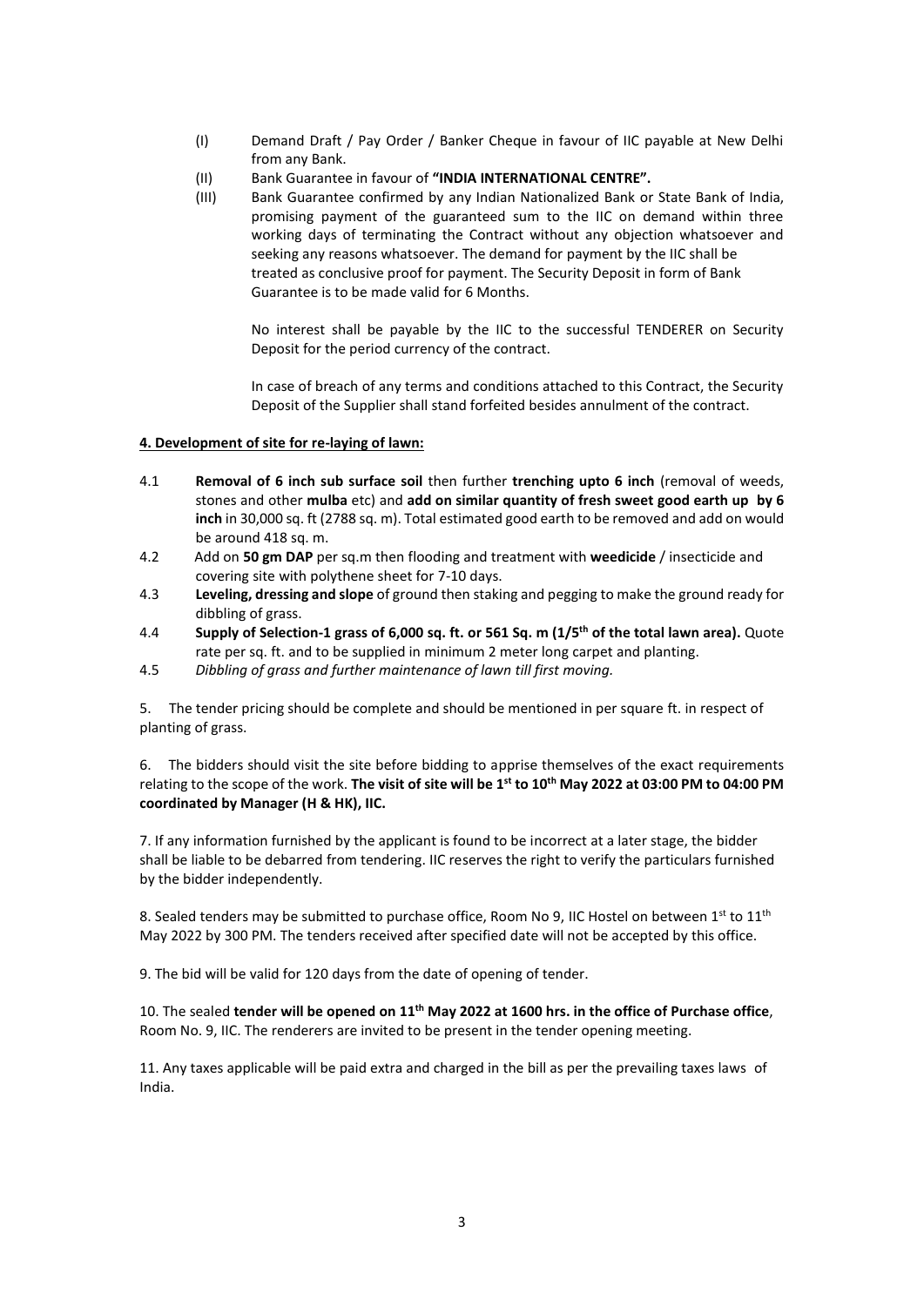(I) Demand Draft / Pay Order / Banker Cheque in favour of IIC payable at New Delhi from any Bank.

(II) Bank Guarantee in favour of **"INDIA INTERNATIONAL CENTRE".**

(III) Bank Guarantee confirmed by any Indian Nationalized Bank or State Bank of India, promising payment of the guaranteed sum to the IIC on demand within three working days of terminating the Contract without any objection whatsoever and seeking any reasons whatsoever. The demand for payment by the IIC shall be treated as conclusive proof for payment. The Security Deposit in form of Bank Guarantee is to be made valid for 6 Months.

No interest shall be payable by the IIC to the successful TENDERER on Security Deposit for the period currency of the contract.

In case of breach of any terms and conditions attached to this Contract, the Security Deposit of the Supplier shall stand forfeited besides annulment of the contract.

**4. Development of site for re-laying of lawn:**

4.1 **Removal of 6 inch sub surface soil** then further **trenching upto 6 inch** (removal of weeds, stones and other **mulba** etc) and **add on similar quantity of fresh sweet good earth up by 6 inch** in 30,000 sq. ft (2788 sq. m). Total estimated good earth to be removed and add on would be around 418 sq. m.

4.2 Add on **50 gm DAP** per sq.m then flooding and treatment with **weedicide** / insecticide and covering site with polythene sheet for 7-10 days.

4.3 **Leveling, dressing and slope** of ground then staking and pegging to make the ground ready for dibbling of grass.

4.4 **Supply of Selection-1 grass of 6,000 sq. ft. or 561 Sq. m (1/5th of the total lawn area).** Quote rate per sq. ft. and to be supplied in minimum 2 meter long carpet and planting.

4.5 *Dibbling of grass and further maintenance of lawn till first moving.*

5. The tender pricing should be complete and should be mentioned in per square ft. in respect of planting of grass.

6. The bidders should visit the site before bidding to apprise themselves of the exact requirements relating to the scope of the work. **The visit of site will be 1st to 10th May 2022 at 03:00 PM to 04:00 PM coordinated by Manager (H & HK), IIC.**

7. If any information furnished by the applicant is found to be incorrect at a later stage, the bidder shall be liable to be debarred from tendering. IIC reserves the right to verify the particulars furnished by the bidder independently.

8. Sealed tenders may be submitted to purchase office, Room No 9, IIC Hostel on between 1st to 11th May 2022 by 300 PM. The tenders received after specified date will not be accepted by this office.

9. The bid will be valid for 120 days from the date of opening of tender.

10. The sealed **tender will be opened on 11th May 2022 at 1600 hrs. in the office of Purchase office**, Room No. 9, IIC. The renderers are invited to be present in the tender opening meeting.

11. Any taxes applicable will be paid extra and charged in the bill as per the prevailing taxes laws of India.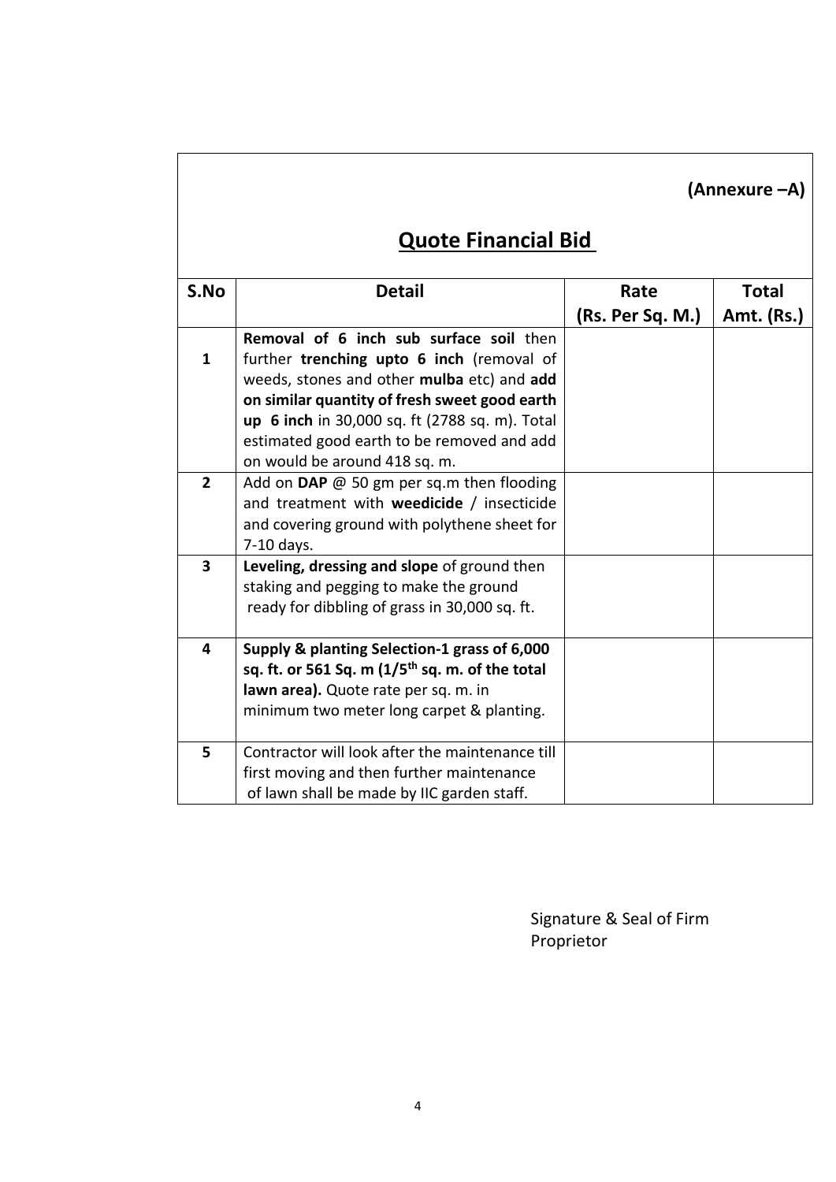**(Annexure –A)**

## Quote Financial Bid

| S.No | Detail | Rate (Rs. Per Sq. M.) | Total Amt. (Rs.) |
|---|---|---|---|
| 1 | **Removal of 6 inch sub surface soil** then further **trenching upto 6 inch** (removal of weeds, stones and other **mulba** etc) and **add on similar quantity of fresh sweet good earth up 6 inch** in 30,000 sq. ft (2788 sq. m). Total estimated good earth to be removed and add on would be around 418 sq. m. | | |
| 2 | Add on **DAP** @ 50 gm per sq.m then flooding and treatment with **weedicide** / insecticide and covering ground with polythene sheet for 7-10 days. | | |
| 3 | **Leveling, dressing and slope** of ground then staking and pegging to make the ground ready for dibbling of grass in 30,000 sq. ft. | | |
| 4 | **Supply & planting Selection-1 grass of 6,000 sq. ft. or 561 Sq. m (1/5th sq. m. of the total lawn area).** Quote rate per sq. m. in minimum two meter long carpet & planting. | | |
| 5 | Contractor will look after the maintenance till first moving and then further maintenance of lawn shall be made by IIC garden staff. | | |

Signature & Seal of Firm
Proprietor